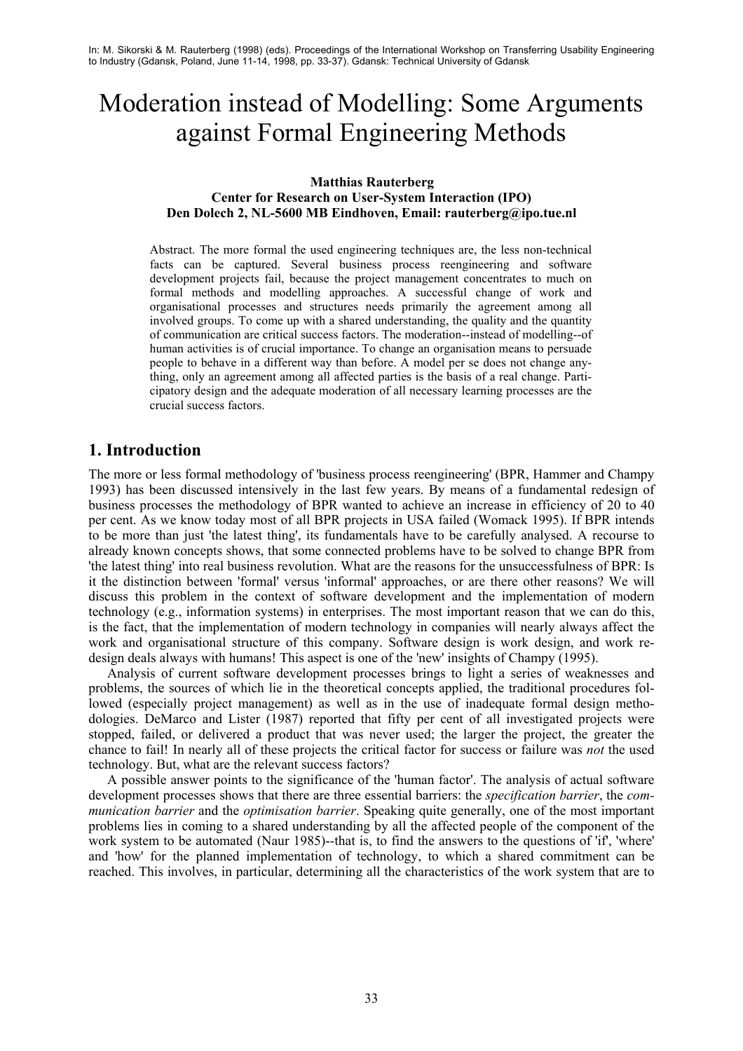In: M. Sikorski & M. Rauterberg (1998) (eds). Proceedings of the International Workshop on Transferring Usability Engineering to Industry (Gdansk, Poland, June 11-14, 1998, pp. 33-37). Gdansk: Technical University of Gdansk

# Moderation instead of Modelling: Some Arguments against Formal Engineering Methods

**Matthias Rauterberg**
**Center for Research on User-System Interaction (IPO)**
**Den Dolech 2, NL-5600 MB Eindhoven, Email: rauterberg@ipo.tue.nl**

Abstract. The more formal the used engineering techniques are, the less non-technical facts can be captured. Several business process reengineering and software development projects fail, because the project management concentrates to much on formal methods and modelling approaches. A successful change of work and organisational processes and structures needs primarily the agreement among all involved groups. To come up with a shared understanding, the quality and the quantity of communication are critical success factors. The moderation--instead of modelling--of human activities is of crucial importance. To change an organisation means to persuade people to behave in a different way than before. A model per se does not change anything, only an agreement among all affected parties is the basis of a real change. Participatory design and the adequate moderation of all necessary learning processes are the crucial success factors.

## 1. Introduction

The more or less formal methodology of 'business process reengineering' (BPR, Hammer and Champy 1993) has been discussed intensively in the last few years. By means of a fundamental redesign of business processes the methodology of BPR wanted to achieve an increase in efficiency of 20 to 40 per cent. As we know today most of all BPR projects in USA failed (Womack 1995). If BPR intends to be more than just 'the latest thing', its fundamentals have to be carefully analysed. A recourse to already known concepts shows, that some connected problems have to be solved to change BPR from 'the latest thing' into real business revolution. What are the reasons for the unsuccessfulness of BPR: Is it the distinction between 'formal' versus 'informal' approaches, or are there other reasons? We will discuss this problem in the context of software development and the implementation of modern technology (e.g., information systems) in enterprises. The most important reason that we can do this, is the fact, that the implementation of modern technology in companies will nearly always affect the work and organisational structure of this company. Software design is work design, and work redesign deals always with humans! This aspect is one of the 'new' insights of Champy (1995).

Analysis of current software development processes brings to light a series of weaknesses and problems, the sources of which lie in the theoretical concepts applied, the traditional procedures followed (especially project management) as well as in the use of inadequate formal design methodologies. DeMarco and Lister (1987) reported that fifty per cent of all investigated projects were stopped, failed, or delivered a product that was never used; the larger the project, the greater the chance to fail! In nearly all of these projects the critical factor for success or failure was *not* the used technology. But, what are the relevant success factors?

A possible answer points to the significance of the 'human factor'. The analysis of actual software development processes shows that there are three essential barriers: the *specification barrier*, the *communication barrier* and the *optimisation barrier*. Speaking quite generally, one of the most important problems lies in coming to a shared understanding by all the affected people of the component of the work system to be automated (Naur 1985)--that is, to find the answers to the questions of 'if', 'where' and 'how' for the planned implementation of technology, to which a shared commitment can be reached. This involves, in particular, determining all the characteristics of the work system that are to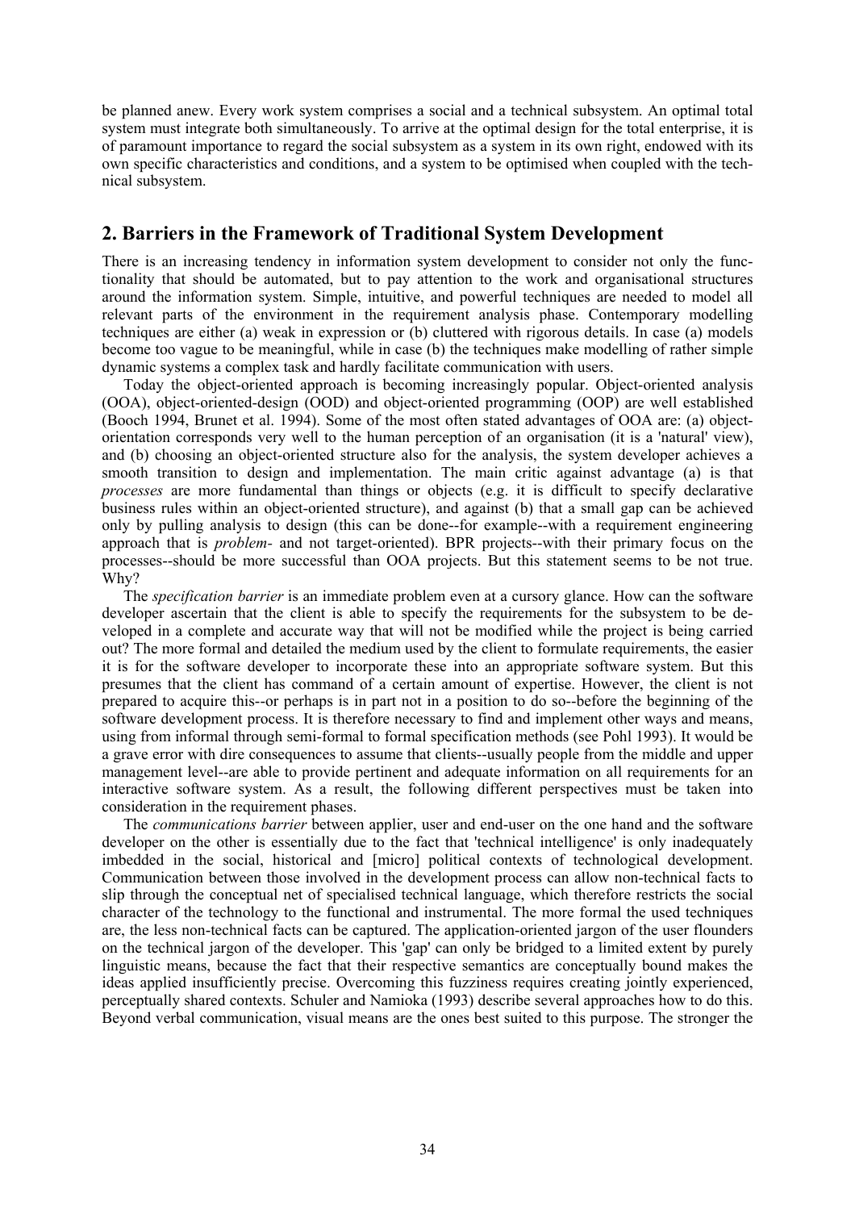be planned anew. Every work system comprises a social and a technical subsystem. An optimal total system must integrate both simultaneously. To arrive at the optimal design for the total enterprise, it is of paramount importance to regard the social subsystem as a system in its own right, endowed with its own specific characteristics and conditions, and a system to be optimised when coupled with the technical subsystem.

## 2. Barriers in the Framework of Traditional System Development

There is an increasing tendency in information system development to consider not only the functionality that should be automated, but to pay attention to the work and organisational structures around the information system. Simple, intuitive, and powerful techniques are needed to model all relevant parts of the environment in the requirement analysis phase. Contemporary modelling techniques are either (a) weak in expression or (b) cluttered with rigorous details. In case (a) models become too vague to be meaningful, while in case (b) the techniques make modelling of rather simple dynamic systems a complex task and hardly facilitate communication with users.

Today the object-oriented approach is becoming increasingly popular. Object-oriented analysis (OOA), object-oriented-design (OOD) and object-oriented programming (OOP) are well established (Booch 1994, Brunet et al. 1994). Some of the most often stated advantages of OOA are: (a) object-orientation corresponds very well to the human perception of an organisation (it is a 'natural' view), and (b) choosing an object-oriented structure also for the analysis, the system developer achieves a smooth transition to design and implementation. The main critic against advantage (a) is that *processes* are more fundamental than things or objects (e.g. it is difficult to specify declarative business rules within an object-oriented structure), and against (b) that a small gap can be achieved only by pulling analysis to design (this can be done--for example--with a requirement engineering approach that is *problem-* and not target-oriented). BPR projects--with their primary focus on the processes--should be more successful than OOA projects. But this statement seems to be not true. Why?

The *specification barrier* is an immediate problem even at a cursory glance. How can the software developer ascertain that the client is able to specify the requirements for the subsystem to be developed in a complete and accurate way that will not be modified while the project is being carried out? The more formal and detailed the medium used by the client to formulate requirements, the easier it is for the software developer to incorporate these into an appropriate software system. But this presumes that the client has command of a certain amount of expertise. However, the client is not prepared to acquire this--or perhaps is in part not in a position to do so--before the beginning of the software development process. It is therefore necessary to find and implement other ways and means, using from informal through semi-formal to formal specification methods (see Pohl 1993). It would be a grave error with dire consequences to assume that clients--usually people from the middle and upper management level--are able to provide pertinent and adequate information on all requirements for an interactive software system. As a result, the following different perspectives must be taken into consideration in the requirement phases.

The *communications barrier* between applier, user and end-user on the one hand and the software developer on the other is essentially due to the fact that 'technical intelligence' is only inadequately imbedded in the social, historical and [micro] political contexts of technological development. Communication between those involved in the development process can allow non-technical facts to slip through the conceptual net of specialised technical language, which therefore restricts the social character of the technology to the functional and instrumental. The more formal the used techniques are, the less non-technical facts can be captured. The application-oriented jargon of the user flounders on the technical jargon of the developer. This 'gap' can only be bridged to a limited extent by purely linguistic means, because the fact that their respective semantics are conceptually bound makes the ideas applied insufficiently precise. Overcoming this fuzziness requires creating jointly experienced, perceptually shared contexts. Schuler and Namioka (1993) describe several approaches how to do this. Beyond verbal communication, visual means are the ones best suited to this purpose. The stronger the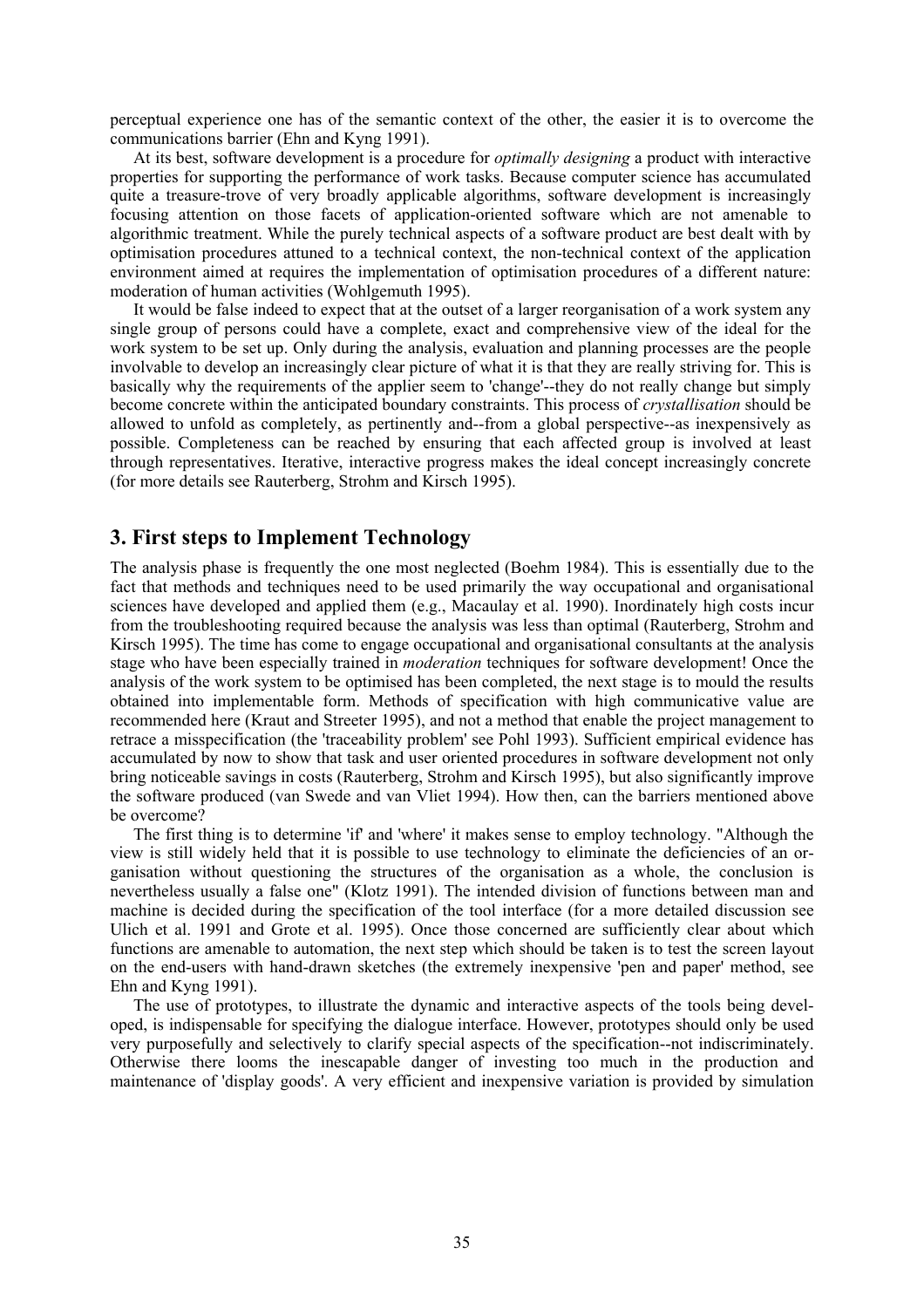perceptual experience one has of the semantic context of the other, the easier it is to overcome the communications barrier (Ehn and Kyng 1991).

At its best, software development is a procedure for *optimally designing* a product with interactive properties for supporting the performance of work tasks. Because computer science has accumulated quite a treasure-trove of very broadly applicable algorithms, software development is increasingly focusing attention on those facets of application-oriented software which are not amenable to algorithmic treatment. While the purely technical aspects of a software product are best dealt with by optimisation procedures attuned to a technical context, the non-technical context of the application environment aimed at requires the implementation of optimisation procedures of a different nature: moderation of human activities (Wohlgemuth 1995).

It would be false indeed to expect that at the outset of a larger reorganisation of a work system any single group of persons could have a complete, exact and comprehensive view of the ideal for the work system to be set up. Only during the analysis, evaluation and planning processes are the people involvable to develop an increasingly clear picture of what it is that they are really striving for. This is basically why the requirements of the applier seem to 'change'--they do not really change but simply become concrete within the anticipated boundary constraints. This process of *crystallisation* should be allowed to unfold as completely, as pertinently and--from a global perspective--as inexpensively as possible. Completeness can be reached by ensuring that each affected group is involved at least through representatives. Iterative, interactive progress makes the ideal concept increasingly concrete (for more details see Rauterberg, Strohm and Kirsch 1995).

## 3. First steps to Implement Technology

The analysis phase is frequently the one most neglected (Boehm 1984). This is essentially due to the fact that methods and techniques need to be used primarily the way occupational and organisational sciences have developed and applied them (e.g., Macaulay et al. 1990). Inordinately high costs incur from the troubleshooting required because the analysis was less than optimal (Rauterberg, Strohm and Kirsch 1995). The time has come to engage occupational and organisational consultants at the analysis stage who have been especially trained in *moderation* techniques for software development! Once the analysis of the work system to be optimised has been completed, the next stage is to mould the results obtained into implementable form. Methods of specification with high communicative value are recommended here (Kraut and Streeter 1995), and not a method that enable the project management to retrace a misspecification (the 'traceability problem' see Pohl 1993). Sufficient empirical evidence has accumulated by now to show that task and user oriented procedures in software development not only bring noticeable savings in costs (Rauterberg, Strohm and Kirsch 1995), but also significantly improve the software produced (van Swede and van Vliet 1994). How then, can the barriers mentioned above be overcome?

The first thing is to determine 'if' and 'where' it makes sense to employ technology. "Although the view is still widely held that it is possible to use technology to eliminate the deficiencies of an organisation without questioning the structures of the organisation as a whole, the conclusion is nevertheless usually a false one" (Klotz 1991). The intended division of functions between man and machine is decided during the specification of the tool interface (for a more detailed discussion see Ulich et al. 1991 and Grote et al. 1995). Once those concerned are sufficiently clear about which functions are amenable to automation, the next step which should be taken is to test the screen layout on the end-users with hand-drawn sketches (the extremely inexpensive 'pen and paper' method, see Ehn and Kyng 1991).

The use of prototypes, to illustrate the dynamic and interactive aspects of the tools being developed, is indispensable for specifying the dialogue interface. However, prototypes should only be used very purposefully and selectively to clarify special aspects of the specification--not indiscriminately. Otherwise there looms the inescapable danger of investing too much in the production and maintenance of 'display goods'. A very efficient and inexpensive variation is provided by simulation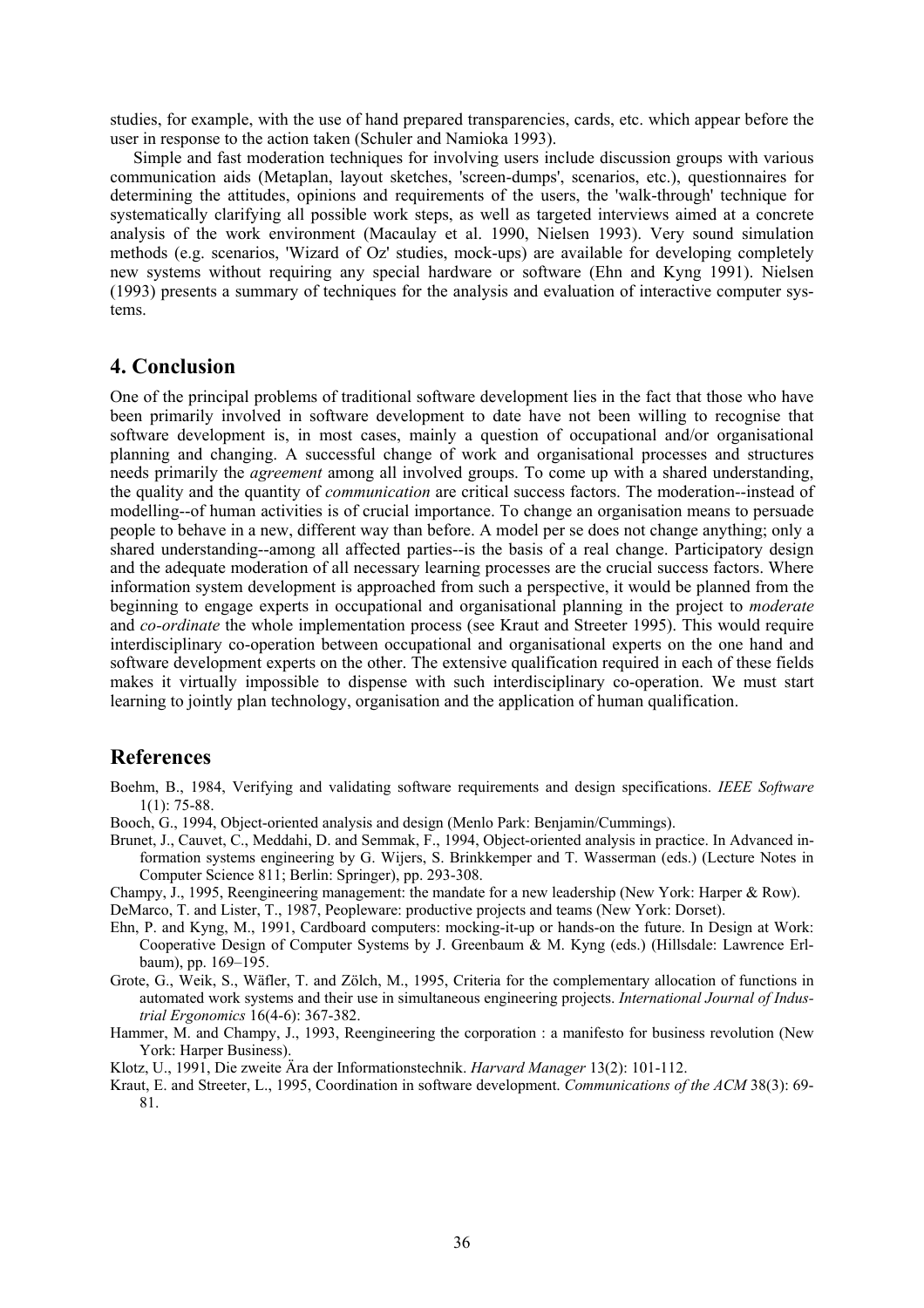studies, for example, with the use of hand prepared transparencies, cards, etc. which appear before the user in response to the action taken (Schuler and Namioka 1993).

Simple and fast moderation techniques for involving users include discussion groups with various communication aids (Metaplan, layout sketches, 'screen-dumps', scenarios, etc.), questionnaires for determining the attitudes, opinions and requirements of the users, the 'walk-through' technique for systematically clarifying all possible work steps, as well as targeted interviews aimed at a concrete analysis of the work environment (Macaulay et al. 1990, Nielsen 1993). Very sound simulation methods (e.g. scenarios, 'Wizard of Oz' studies, mock-ups) are available for developing completely new systems without requiring any special hardware or software (Ehn and Kyng 1991). Nielsen (1993) presents a summary of techniques for the analysis and evaluation of interactive computer systems.

## 4. Conclusion

One of the principal problems of traditional software development lies in the fact that those who have been primarily involved in software development to date have not been willing to recognise that software development is, in most cases, mainly a question of occupational and/or organisational planning and changing. A successful change of work and organisational processes and structures needs primarily the *agreement* among all involved groups. To come up with a shared understanding, the quality and the quantity of *communication* are critical success factors. The moderation--instead of modelling--of human activities is of crucial importance. To change an organisation means to persuade people to behave in a new, different way than before. A model per se does not change anything; only a shared understanding--among all affected parties--is the basis of a real change. Participatory design and the adequate moderation of all necessary learning processes are the crucial success factors. Where information system development is approached from such a perspective, it would be planned from the beginning to engage experts in occupational and organisational planning in the project to *moderate* and *co-ordinate* the whole implementation process (see Kraut and Streeter 1995). This would require interdisciplinary co-operation between occupational and organisational experts on the one hand and software development experts on the other. The extensive qualification required in each of these fields makes it virtually impossible to dispense with such interdisciplinary co-operation. We must start learning to jointly plan technology, organisation and the application of human qualification.

## References

Boehm, B., 1984, Verifying and validating software requirements and design specifications. *IEEE Software* 1(1): 75-88.

Booch, G., 1994, Object-oriented analysis and design (Menlo Park: Benjamin/Cummings).

Brunet, J., Cauvet, C., Meddahi, D. and Semmak, F., 1994, Object-oriented analysis in practice. In Advanced information systems engineering by G. Wijers, S. Brinkkemper and T. Wasserman (eds.) (Lecture Notes in Computer Science 811; Berlin: Springer), pp. 293-308.

Champy, J., 1995, Reengineering management: the mandate for a new leadership (New York: Harper & Row).

DeMarco, T. and Lister, T., 1987, Peopleware: productive projects and teams (New York: Dorset).

Ehn, P. and Kyng, M., 1991, Cardboard computers: mocking-it-up or hands-on the future. In Design at Work: Cooperative Design of Computer Systems by J. Greenbaum & M. Kyng (eds.) (Hillsdale: Lawrence Erlbaum), pp. 169–195.

Grote, G., Weik, S., Wäfler, T. and Zölch, M., 1995, Criteria for the complementary allocation of functions in automated work systems and their use in simultaneous engineering projects. *International Journal of Industrial Ergonomics* 16(4-6): 367-382.

Hammer, M. and Champy, J., 1993, Reengineering the corporation : a manifesto for business revolution (New York: Harper Business).

Klotz, U., 1991, Die zweite Ära der Informationstechnik. *Harvard Manager* 13(2): 101-112.

Kraut, E. and Streeter, L., 1995, Coordination in software development. *Communications of the ACM* 38(3): 69-81.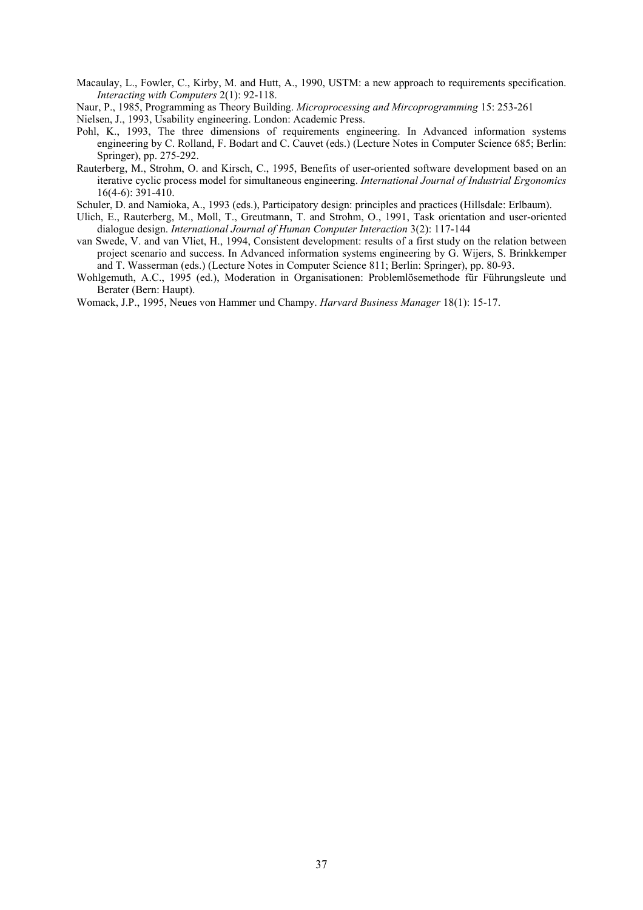Macaulay, L., Fowler, C., Kirby, M. and Hutt, A., 1990, USTM: a new approach to requirements specification. *Interacting with Computers* 2(1): 92-118.

Naur, P., 1985, Programming as Theory Building. *Microprocessing and Mircoprogramming* 15: 253-261

Nielsen, J., 1993, Usability engineering. London: Academic Press.

Pohl, K., 1993, The three dimensions of requirements engineering. In Advanced information systems engineering by C. Rolland, F. Bodart and C. Cauvet (eds.) (Lecture Notes in Computer Science 685; Berlin: Springer), pp. 275-292.

Rauterberg, M., Strohm, O. and Kirsch, C., 1995, Benefits of user-oriented software development based on an iterative cyclic process model for simultaneous engineering. *International Journal of Industrial Ergonomics* 16(4-6): 391-410.

Schuler, D. and Namioka, A., 1993 (eds.), Participatory design: principles and practices (Hillsdale: Erlbaum).

Ulich, E., Rauterberg, M., Moll, T., Greutmann, T. and Strohm, O., 1991, Task orientation and user-oriented dialogue design. *International Journal of Human Computer Interaction* 3(2): 117-144

van Swede, V. and van Vliet, H., 1994, Consistent development: results of a first study on the relation between project scenario and success. In Advanced information systems engineering by G. Wijers, S. Brinkkemper and T. Wasserman (eds.) (Lecture Notes in Computer Science 811; Berlin: Springer), pp. 80-93.

Wohlgemuth, A.C., 1995 (ed.), Moderation in Organisationen: Problemlösemethode für Führungsleute und Berater (Bern: Haupt).

Womack, J.P., 1995, Neues von Hammer und Champy. *Harvard Business Manager* 18(1): 15-17.